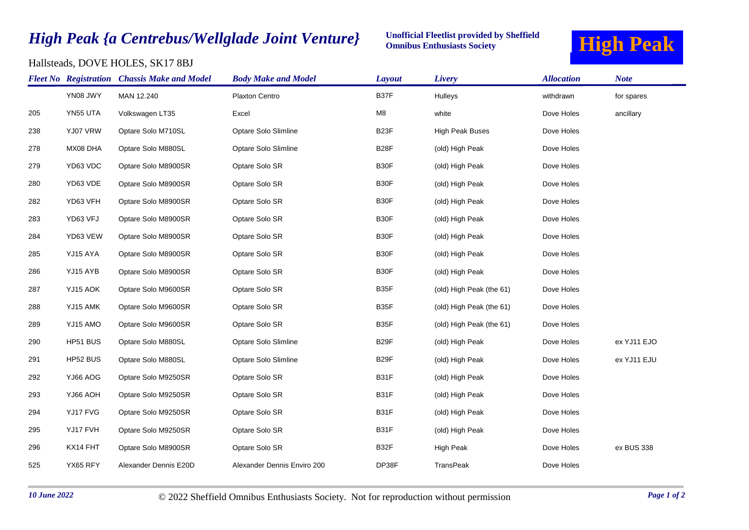# *High Peak {a Centrebus/Wellglade Joint Venture}*

**Unofficial Fleetlist provided by Sheffield Omnibus Enthusiasts Society**

**High Peak**

Hallsteads, DOVE HOLES, SK17 8BJ

| *Fleet No* | *Registration* | *Chassis Make and Model* | *Body Make and Model* | *Layout* | *Livery* | *Allocation* | *Note* |
|---|---|---|---|---|---|---|---|
| | YN08 JWY | MAN 12.240 | Plaxton Centro | B37F | Hulleys | withdrawn | for spares |
| 205 | YN55 UTA | Volkswagen LT35 | Excel | M8 | white | Dove Holes | ancillary |
| 238 | YJ07 VRW | Optare Solo M710SL | Optare Solo Slimline | B23F | High Peak Buses | Dove Holes | |
| 278 | MX08 DHA | Optare Solo M880SL | Optare Solo Slimline | B28F | (old) High Peak | Dove Holes | |
| 279 | YD63 VDC | Optare Solo M8900SR | Optare Solo SR | B30F | (old) High Peak | Dove Holes | |
| 280 | YD63 VDE | Optare Solo M8900SR | Optare Solo SR | B30F | (old) High Peak | Dove Holes | |
| 282 | YD63 VFH | Optare Solo M8900SR | Optare Solo SR | B30F | (old) High Peak | Dove Holes | |
| 283 | YD63 VFJ | Optare Solo M8900SR | Optare Solo SR | B30F | (old) High Peak | Dove Holes | |
| 284 | YD63 VEW | Optare Solo M8900SR | Optare Solo SR | B30F | (old) High Peak | Dove Holes | |
| 285 | YJ15 AYA | Optare Solo M8900SR | Optare Solo SR | B30F | (old) High Peak | Dove Holes | |
| 286 | YJ15 AYB | Optare Solo M8900SR | Optare Solo SR | B30F | (old) High Peak | Dove Holes | |
| 287 | YJ15 AOK | Optare Solo M9600SR | Optare Solo SR | B35F | (old) High Peak (the 61) | Dove Holes | |
| 288 | YJ15 AMK | Optare Solo M9600SR | Optare Solo SR | B35F | (old) High Peak (the 61) | Dove Holes | |
| 289 | YJ15 AMO | Optare Solo M9600SR | Optare Solo SR | B35F | (old) High Peak (the 61) | Dove Holes | |
| 290 | HP51 BUS | Optare Solo M880SL | Optare Solo Slimline | B29F | (old) High Peak | Dove Holes | ex YJ11 EJO |
| 291 | HP52 BUS | Optare Solo M880SL | Optare Solo Slimline | B29F | (old) High Peak | Dove Holes | ex YJ11 EJU |
| 292 | YJ66 AOG | Optare Solo M9250SR | Optare Solo SR | B31F | (old) High Peak | Dove Holes | |
| 293 | YJ66 AOH | Optare Solo M9250SR | Optare Solo SR | B31F | (old) High Peak | Dove Holes | |
| 294 | YJ17 FVG | Optare Solo M9250SR | Optare Solo SR | B31F | (old) High Peak | Dove Holes | |
| 295 | YJ17 FVH | Optare Solo M9250SR | Optare Solo SR | B31F | (old) High Peak | Dove Holes | |
| 296 | KX14 FHT | Optare Solo M8900SR | Optare Solo SR | B32F | High Peak | Dove Holes | ex BUS 338 |
| 525 | YX65 RFY | Alexander Dennis E20D | Alexander Dennis Enviro 200 | DP38F | TransPeak | Dove Holes | |

*10 June 2022*

© 2022 Sheffield Omnibus Enthusiasts Society. Not for reproduction without permission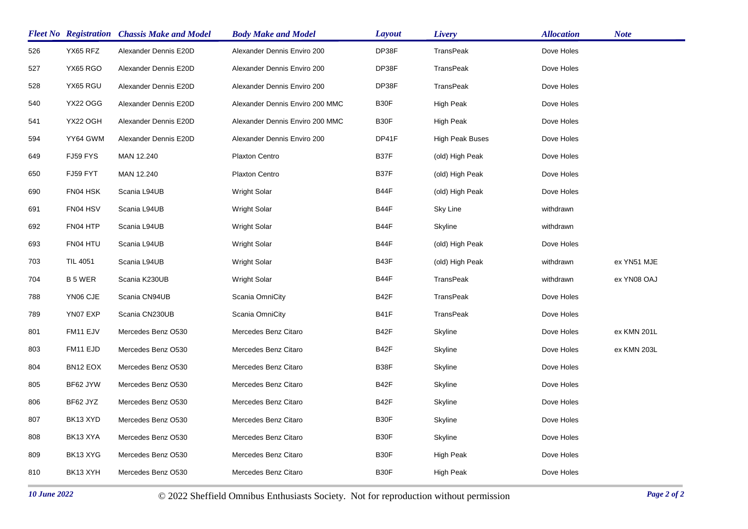| Fleet No | Registration | Chassis Make and Model | Body Make and Model | Layout | Livery | Allocation | Note |
| --- | --- | --- | --- | --- | --- | --- | --- |
| 526 | YX65 RFZ | Alexander Dennis E20D | Alexander Dennis Enviro 200 | DP38F | TransPeak | Dove Holes | |
| 527 | YX65 RGO | Alexander Dennis E20D | Alexander Dennis Enviro 200 | DP38F | TransPeak | Dove Holes | |
| 528 | YX65 RGU | Alexander Dennis E20D | Alexander Dennis Enviro 200 | DP38F | TransPeak | Dove Holes | |
| 540 | YX22 OGG | Alexander Dennis E20D | Alexander Dennis Enviro 200 MMC | B30F | High Peak | Dove Holes | |
| 541 | YX22 OGH | Alexander Dennis E20D | Alexander Dennis Enviro 200 MMC | B30F | High Peak | Dove Holes | |
| 594 | YY64 GWM | Alexander Dennis E20D | Alexander Dennis Enviro 200 | DP41F | High Peak Buses | Dove Holes | |
| 649 | FJ59 FYS | MAN 12.240 | Plaxton Centro | B37F | (old) High Peak | Dove Holes | |
| 650 | FJ59 FYT | MAN 12.240 | Plaxton Centro | B37F | (old) High Peak | Dove Holes | |
| 690 | FN04 HSK | Scania L94UB | Wright Solar | B44F | (old) High Peak | Dove Holes | |
| 691 | FN04 HSV | Scania L94UB | Wright Solar | B44F | Sky Line | withdrawn | |
| 692 | FN04 HTP | Scania L94UB | Wright Solar | B44F | Skyline | withdrawn | |
| 693 | FN04 HTU | Scania L94UB | Wright Solar | B44F | (old) High Peak | Dove Holes | |
| 703 | TIL 4051 | Scania L94UB | Wright Solar | B43F | (old) High Peak | withdrawn | ex YN51 MJE |
| 704 | B 5 WER | Scania K230UB | Wright Solar | B44F | TransPeak | withdrawn | ex YN08 OAJ |
| 788 | YN06 CJE | Scania CN94UB | Scania OmniCity | B42F | TransPeak | Dove Holes | |
| 789 | YN07 EXP | Scania CN230UB | Scania OmniCity | B41F | TransPeak | Dove Holes | |
| 801 | FM11 EJV | Mercedes Benz O530 | Mercedes Benz Citaro | B42F | Skyline | Dove Holes | ex KMN 201L |
| 803 | FM11 EJD | Mercedes Benz O530 | Mercedes Benz Citaro | B42F | Skyline | Dove Holes | ex KMN 203L |
| 804 | BN12 EOX | Mercedes Benz O530 | Mercedes Benz Citaro | B38F | Skyline | Dove Holes | |
| 805 | BF62 JYW | Mercedes Benz O530 | Mercedes Benz Citaro | B42F | Skyline | Dove Holes | |
| 806 | BF62 JYZ | Mercedes Benz O530 | Mercedes Benz Citaro | B42F | Skyline | Dove Holes | |
| 807 | BK13 XYD | Mercedes Benz O530 | Mercedes Benz Citaro | B30F | Skyline | Dove Holes | |
| 808 | BK13 XYA | Mercedes Benz O530 | Mercedes Benz Citaro | B30F | Skyline | Dove Holes | |
| 809 | BK13 XYG | Mercedes Benz O530 | Mercedes Benz Citaro | B30F | High Peak | Dove Holes | |
| 810 | BK13 XYH | Mercedes Benz O530 | Mercedes Benz Citaro | B30F | High Peak | Dove Holes | |

*10 June 2022* © 2022 Sheffield Omnibus Enthusiasts Society. Not for reproduction without permission